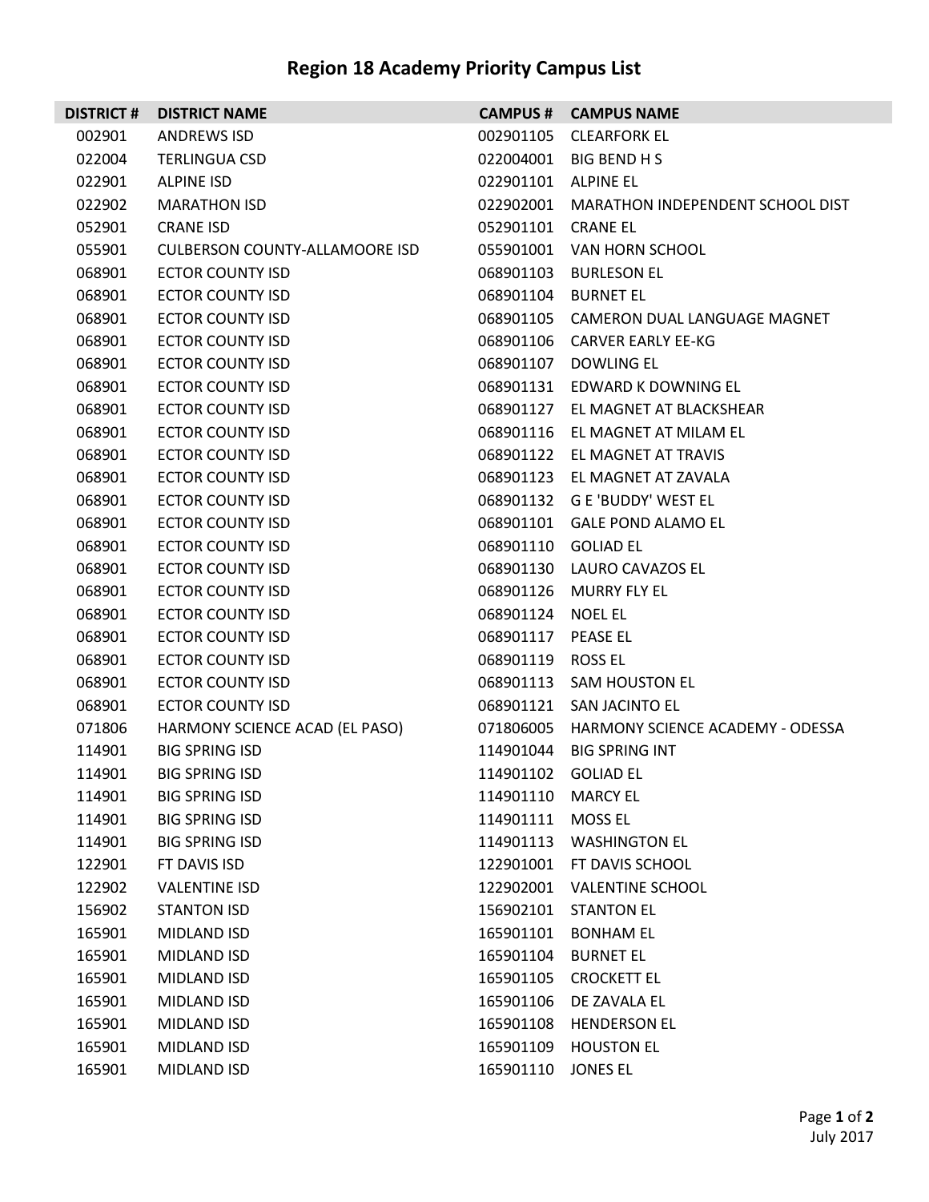# Region 18 Academy Priority Campus List

| DISTRICT # | DISTRICT NAME | CAMPUS # | CAMPUS NAME |
|---|---|---|---|
| 002901 | ANDREWS ISD | 002901105 | CLEARFORK EL |
| 022004 | TERLINGUA CSD | 022004001 | BIG BEND H S |
| 022901 | ALPINE ISD | 022901101 | ALPINE EL |
| 022902 | MARATHON ISD | 022902001 | MARATHON INDEPENDENT SCHOOL DIST |
| 052901 | CRANE ISD | 052901101 | CRANE EL |
| 055901 | CULBERSON COUNTY-ALLAMOORE ISD | 055901001 | VAN HORN SCHOOL |
| 068901 | ECTOR COUNTY ISD | 068901103 | BURLESON EL |
| 068901 | ECTOR COUNTY ISD | 068901104 | BURNET EL |
| 068901 | ECTOR COUNTY ISD | 068901105 | CAMERON DUAL LANGUAGE MAGNET |
| 068901 | ECTOR COUNTY ISD | 068901106 | CARVER EARLY EE-KG |
| 068901 | ECTOR COUNTY ISD | 068901107 | DOWLING EL |
| 068901 | ECTOR COUNTY ISD | 068901131 | EDWARD K DOWNING EL |
| 068901 | ECTOR COUNTY ISD | 068901127 | EL MAGNET AT BLACKSHEAR |
| 068901 | ECTOR COUNTY ISD | 068901116 | EL MAGNET AT MILAM EL |
| 068901 | ECTOR COUNTY ISD | 068901122 | EL MAGNET AT TRAVIS |
| 068901 | ECTOR COUNTY ISD | 068901123 | EL MAGNET AT ZAVALA |
| 068901 | ECTOR COUNTY ISD | 068901132 | G E 'BUDDY' WEST EL |
| 068901 | ECTOR COUNTY ISD | 068901101 | GALE POND ALAMO EL |
| 068901 | ECTOR COUNTY ISD | 068901110 | GOLIAD EL |
| 068901 | ECTOR COUNTY ISD | 068901130 | LAURO CAVAZOS EL |
| 068901 | ECTOR COUNTY ISD | 068901126 | MURRY FLY EL |
| 068901 | ECTOR COUNTY ISD | 068901124 | NOEL EL |
| 068901 | ECTOR COUNTY ISD | 068901117 | PEASE EL |
| 068901 | ECTOR COUNTY ISD | 068901119 | ROSS EL |
| 068901 | ECTOR COUNTY ISD | 068901113 | SAM HOUSTON EL |
| 068901 | ECTOR COUNTY ISD | 068901121 | SAN JACINTO EL |
| 071806 | HARMONY SCIENCE ACAD (EL PASO) | 071806005 | HARMONY SCIENCE ACADEMY - ODESSA |
| 114901 | BIG SPRING ISD | 114901044 | BIG SPRING INT |
| 114901 | BIG SPRING ISD | 114901102 | GOLIAD EL |
| 114901 | BIG SPRING ISD | 114901110 | MARCY EL |
| 114901 | BIG SPRING ISD | 114901111 | MOSS EL |
| 114901 | BIG SPRING ISD | 114901113 | WASHINGTON EL |
| 122901 | FT DAVIS ISD | 122901001 | FT DAVIS SCHOOL |
| 122902 | VALENTINE ISD | 122902001 | VALENTINE SCHOOL |
| 156902 | STANTON ISD | 156902101 | STANTON EL |
| 165901 | MIDLAND ISD | 165901101 | BONHAM EL |
| 165901 | MIDLAND ISD | 165901104 | BURNET EL |
| 165901 | MIDLAND ISD | 165901105 | CROCKETT EL |
| 165901 | MIDLAND ISD | 165901106 | DE ZAVALA EL |
| 165901 | MIDLAND ISD | 165901108 | HENDERSON EL |
| 165901 | MIDLAND ISD | 165901109 | HOUSTON EL |
| 165901 | MIDLAND ISD | 165901110 | JONES EL |

July 2017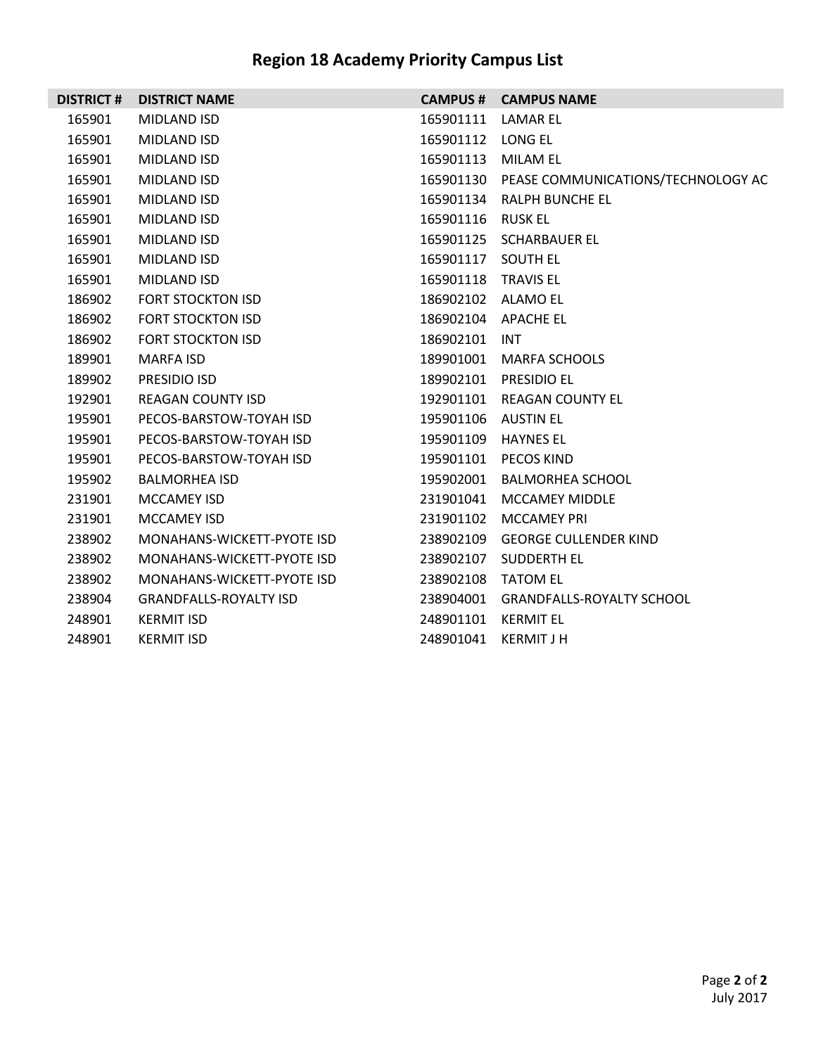# Region 18 Academy Priority Campus List

| DISTRICT # | DISTRICT NAME | CAMPUS # | CAMPUS NAME |
|---|---|---|---|
| 165901 | MIDLAND ISD | 165901111 | LAMAR EL |
| 165901 | MIDLAND ISD | 165901112 | LONG EL |
| 165901 | MIDLAND ISD | 165901113 | MILAM EL |
| 165901 | MIDLAND ISD | 165901130 | PEASE COMMUNICATIONS/TECHNOLOGY AC |
| 165901 | MIDLAND ISD | 165901134 | RALPH BUNCHE EL |
| 165901 | MIDLAND ISD | 165901116 | RUSK EL |
| 165901 | MIDLAND ISD | 165901125 | SCHARBAUER EL |
| 165901 | MIDLAND ISD | 165901117 | SOUTH EL |
| 165901 | MIDLAND ISD | 165901118 | TRAVIS EL |
| 186902 | FORT STOCKTON ISD | 186902102 | ALAMO EL |
| 186902 | FORT STOCKTON ISD | 186902104 | APACHE EL |
| 186902 | FORT STOCKTON ISD | 186902101 | INT |
| 189901 | MARFA ISD | 189901001 | MARFA SCHOOLS |
| 189902 | PRESIDIO ISD | 189902101 | PRESIDIO EL |
| 192901 | REAGAN COUNTY ISD | 192901101 | REAGAN COUNTY EL |
| 195901 | PECOS-BARSTOW-TOYAH ISD | 195901106 | AUSTIN EL |
| 195901 | PECOS-BARSTOW-TOYAH ISD | 195901109 | HAYNES EL |
| 195901 | PECOS-BARSTOW-TOYAH ISD | 195901101 | PECOS KIND |
| 195902 | BALMORHEA ISD | 195902001 | BALMORHEA SCHOOL |
| 231901 | MCCAMEY ISD | 231901041 | MCCAMEY MIDDLE |
| 231901 | MCCAMEY ISD | 231901102 | MCCAMEY PRI |
| 238902 | MONAHANS-WICKETT-PYOTE ISD | 238902109 | GEORGE CULLENDER KIND |
| 238902 | MONAHANS-WICKETT-PYOTE ISD | 238902107 | SUDDERTH EL |
| 238902 | MONAHANS-WICKETT-PYOTE ISD | 238902108 | TATOM EL |
| 238904 | GRANDFALLS-ROYALTY ISD | 238904001 | GRANDFALLS-ROYALTY SCHOOL |
| 248901 | KERMIT ISD | 248901101 | KERMIT EL |
| 248901 | KERMIT ISD | 248901041 | KERMIT J H |

July 2017